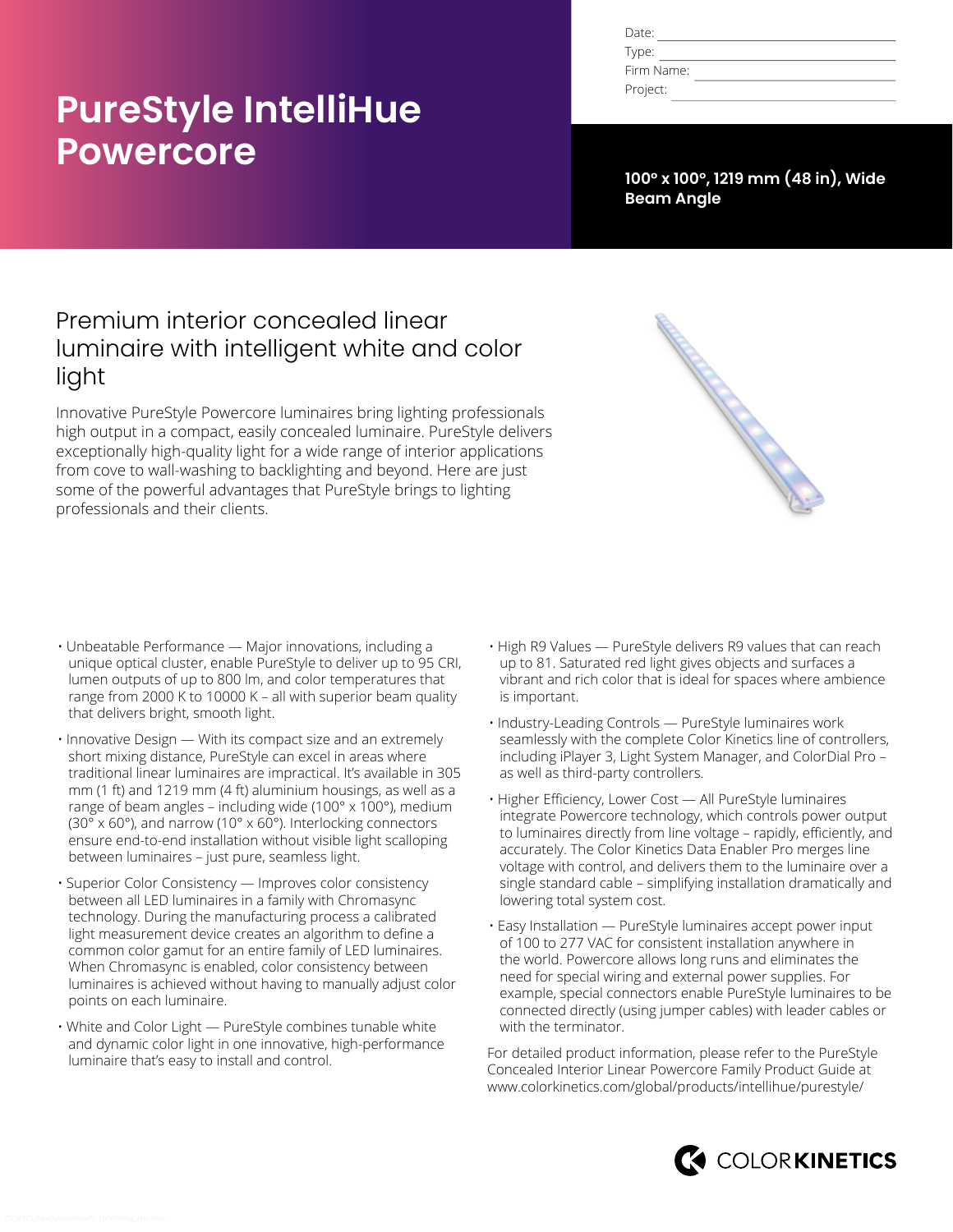# PureStyle IntelliHue Powercore

Date:
Type:
Firm Name:
Project:

**100° x 100°, 1219 mm (48 in), Wide Beam Angle**

## Premium interior concealed linear luminaire with intelligent white and color light

Innovative PureStyle Powercore luminaires bring lighting professionals high output in a compact, easily concealed luminaire. PureStyle delivers exceptionally high-quality light for a wide range of interior applications from cove to wall-washing to backlighting and beyond. Here are just some of the powerful advantages that PureStyle brings to lighting professionals and their clients.

- Unbeatable Performance — Major innovations, including a unique optical cluster, enable PureStyle to deliver up to 95 CRI, lumen outputs of up to 800 lm, and color temperatures that range from 2000 K to 10000 K – all with superior beam quality that delivers bright, smooth light.
- Innovative Design — With its compact size and an extremely short mixing distance, PureStyle can excel in areas where traditional linear luminaires are impractical. It's available in 305 mm (1 ft) and 1219 mm (4 ft) aluminium housings, as well as a range of beam angles – including wide (100° x 100°), medium (30° x 60°), and narrow (10° x 60°). Interlocking connectors ensure end-to-end installation without visible light scalloping between luminaires – just pure, seamless light.
- Superior Color Consistency — Improves color consistency between all LED luminaires in a family with Chromasync technology. During the manufacturing process a calibrated light measurement device creates an algorithm to define a common color gamut for an entire family of LED luminaires. When Chromasync is enabled, color consistency between luminaires is achieved without having to manually adjust color points on each luminaire.
- White and Color Light — PureStyle combines tunable white and dynamic color light in one innovative, high-performance luminaire that's easy to install and control.
- High R9 Values — PureStyle delivers R9 values that can reach up to 81. Saturated red light gives objects and surfaces a vibrant and rich color that is ideal for spaces where ambience is important.
- Industry-Leading Controls — PureStyle luminaires work seamlessly with the complete Color Kinetics line of controllers, including iPlayer 3, Light System Manager, and ColorDial Pro – as well as third-party controllers.
- Higher Efficiency, Lower Cost — All PureStyle luminaires integrate Powercore technology, which controls power output to luminaires directly from line voltage – rapidly, efficiently, and accurately. The Color Kinetics Data Enabler Pro merges line voltage with control, and delivers them to the luminaire over a single standard cable – simplifying installation dramatically and lowering total system cost.
- Easy Installation — PureStyle luminaires accept power input of 100 to 277 VAC for consistent installation anywhere in the world. Powercore allows long runs and eliminates the need for special wiring and external power supplies. For example, special connectors enable PureStyle luminaires to be connected directly (using jumper cables) with leader cables or with the terminator.

For detailed product information, please refer to the PureStyle Concealed Interior Linear Powercore Family Product Guide at www.colorkinetics.com/global/products/intellihue/purestyle/

COLOR KINETICS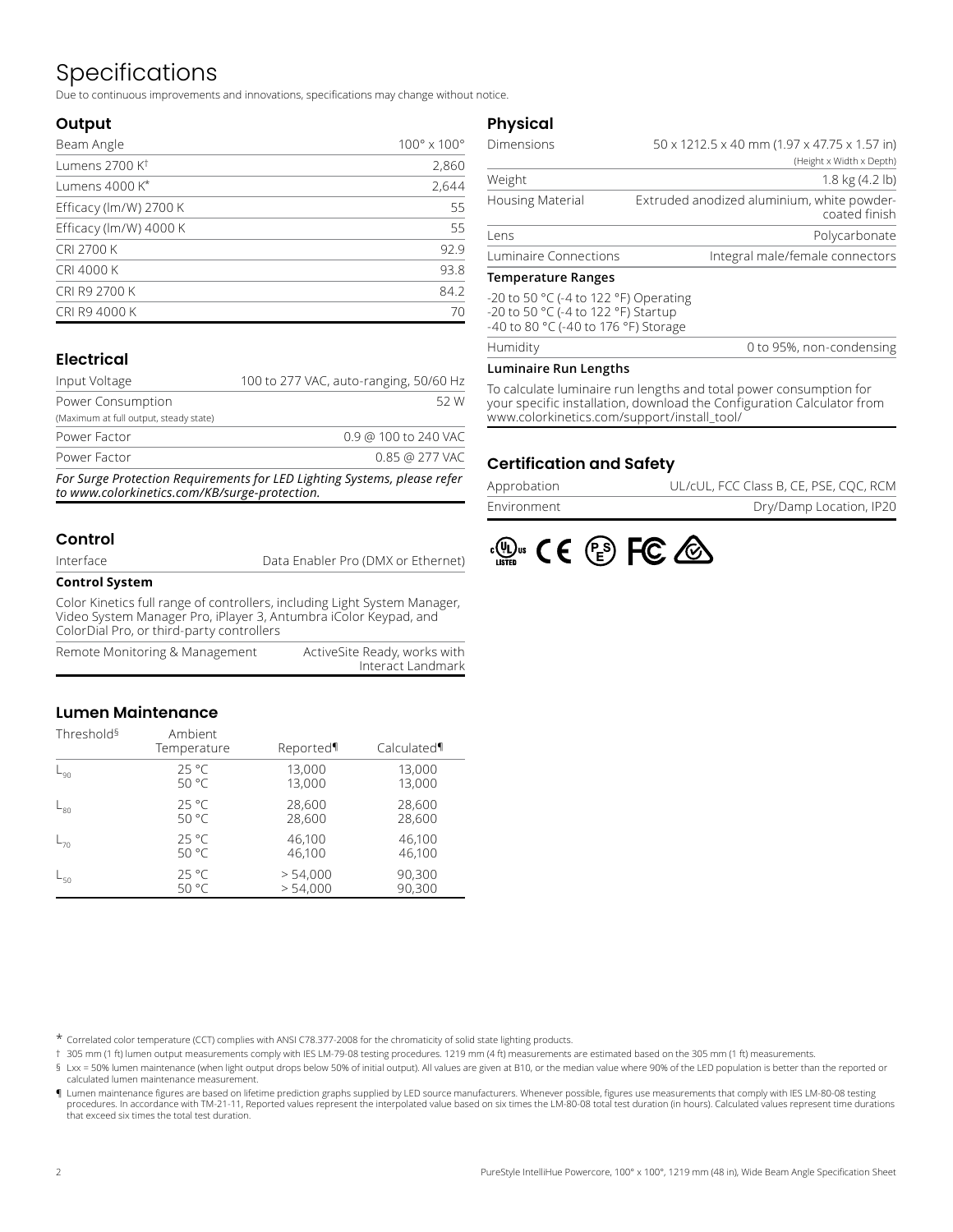# Specifications

Due to continuous improvements and innovations, specifications may change without notice.

## Output

| | |
|---|---|
| Beam Angle | 100° x 100° |
| Lumens 2700 K† | 2,860 |
| Lumens 4000 K* | 2,644 |
| Efficacy (lm/W) 2700 K | 55 |
| Efficacy (lm/W) 4000 K | 55 |
| CRI 2700 K | 92.9 |
| CRI 4000 K | 93.8 |
| CRI R9 2700 K | 84.2 |
| CRI R9 4000 K | 70 |

## Electrical

| | |
|---|---|
| Input Voltage | 100 to 277 VAC, auto-ranging, 50/60 Hz |
| Power Consumption (Maximum at full output, steady state) | 52 W |
| Power Factor | 0.9 @ 100 to 240 VAC |
| Power Factor | 0.85 @ 277 VAC |

***For Surge Protection Requirements for LED Lighting Systems, please refer to www.colorkinetics.com/KB/surge-protection.***

## Control

| | |
|---|---|
| Interface | Data Enabler Pro (DMX or Ethernet) |

**Control System**

Color Kinetics full range of controllers, including Light System Manager, Video System Manager Pro, iPlayer 3, Antumbra iColor Keypad, and ColorDial Pro, or third-party controllers

| | |
|---|---|
| Remote Monitoring & Management | ActiveSite Ready, works with Interact Landmark |

## Lumen Maintenance

| Threshold§ | Ambient Temperature | Reported¶ | Calculated¶ |
|---|---|---|---|
| $L_{90}$ | 25 °C<br>50 °C | 13,000<br>13,000 | 13,000<br>13,000 |
| $L_{80}$ | 25 °C<br>50 °C | 28,600<br>28,600 | 28,600<br>28,600 |
| $L_{70}$ | 25 °C<br>50 °C | 46,100<br>46,100 | 46,100<br>46,100 |
| $L_{50}$ | 25 °C<br>50 °C | > 54,000<br>> 54,000 | 90,300<br>90,300 |

## Physical

| | |
|---|---|
| Dimensions | 50 x 1212.5 x 40 mm (1.97 x 47.75 x 1.57 in) (Height x Width x Depth) |
| Weight | 1.8 kg (4.2 lb) |
| Housing Material | Extruded anodized aluminium, white powder-coated finish |
| Lens | Polycarbonate |
| Luminaire Connections | Integral male/female connectors |

**Temperature Ranges**

-20 to 50 °C (-4 to 122 °F) Operating
-20 to 50 °C (-4 to 122 °F) Startup
-40 to 80 °C (-40 to 176 °F) Storage

| | |
|---|---|
| Humidity | 0 to 95%, non-condensing |

**Luminaire Run Lengths**

To calculate luminaire run lengths and total power consumption for your specific installation, download the Configuration Calculator from www.colorkinetics.com/support/install_tool/

## Certification and Safety

| | |
|---|---|
| Approbation | UL/cUL, FCC Class B, CE, PSE, CQC, RCM |
| Environment | Dry/Damp Location, IP20 |

\* Correlated color temperature (CCT) complies with ANSI C78.377-2008 for the chromaticity of solid state lighting products.

† 305 mm (1 ft) lumen output measurements comply with IES LM-79-08 testing procedures. 1219 mm (4 ft) measurements are estimated based on the 305 mm (1 ft) measurements.

§ Lxx = 50% lumen maintenance (when light output drops below 50% of initial output). All values are given at B10, or the median value where 90% of the LED population is better than the reported or calculated lumen maintenance measurement.

¶ Lumen maintenance figures are based on lifetime prediction graphs supplied by LED source manufacturers. Whenever possible, figures use measurements that comply with IES LM-80-08 testing procedures. In accordance with TM-21-11, Reported values represent the interpolated value based on six times the LM-80-08 total test duration (in hours). Calculated values represent time durations that exceed six times the total test duration.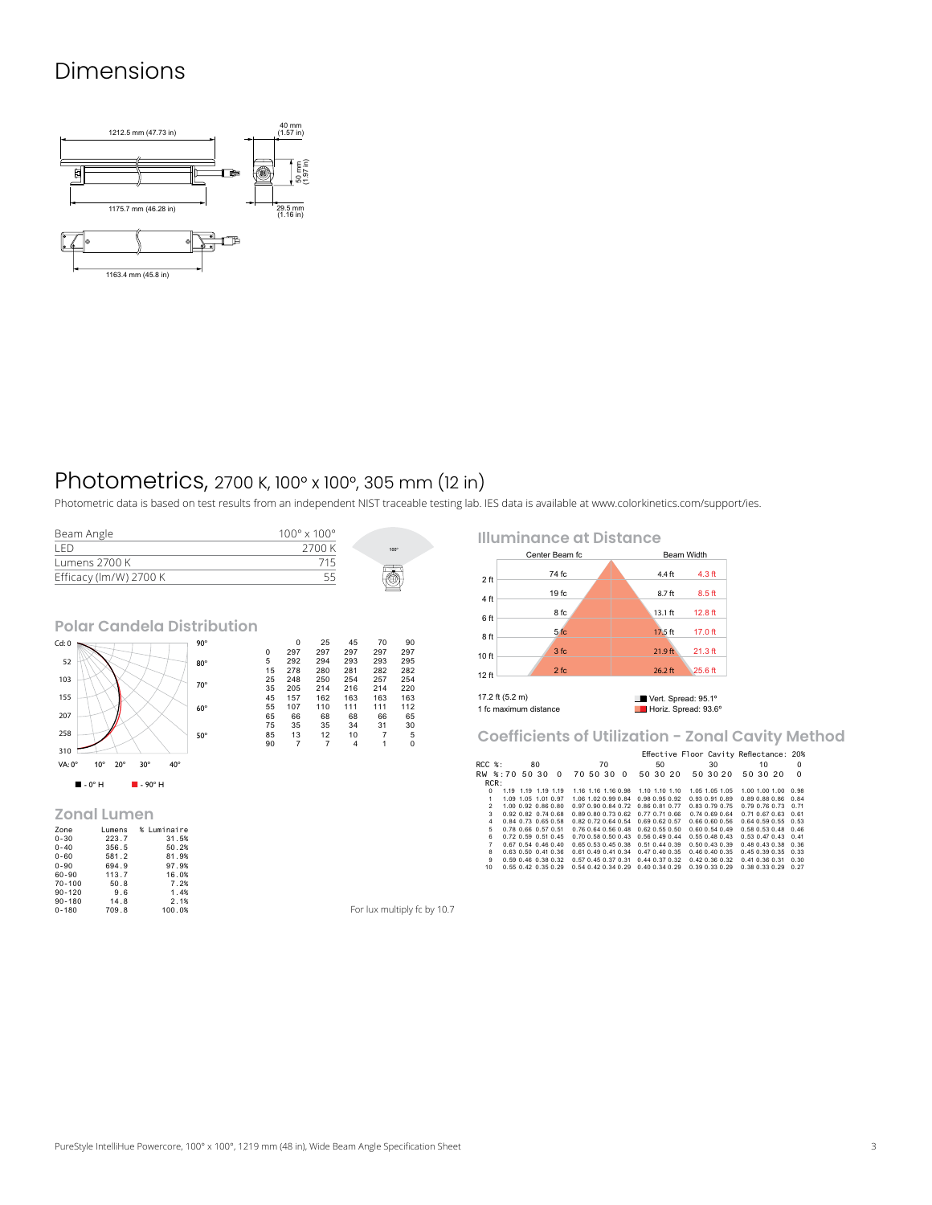# Dimensions

1212.5 mm (47.73 in)

40 mm (1.57 in)

50 mm (1.97 in)

1175.7 mm (46.28 in)

29.5 mm (1.16 in)

1163.4 mm (45.8 in)

# Photometrics, 2700 K, 100° x 100°, 305 mm (12 in)

Photometric data is based on test results from an independent NIST traceable testing lab. IES data is available at www.colorkinetics.com/support/ies.

| Beam Angle | 100° x 100° |
|---|---|
| LED | 2700 K |
| Lumens 2700 K | 715 |
| Efficacy (lm/W) 2700 K | 55 |

## Polar Candela Distribution

■ - 0° H ■ - 90° H

|  | 0 | 25 | 45 | 70 | 90 |
|---|---|---|---|---|---|
| 0 | 297 | 297 | 297 | 297 | 297 |
| 5 | 292 | 294 | 293 | 293 | 295 |
| 15 | 278 | 280 | 281 | 282 | 282 |
| 25 | 248 | 250 | 254 | 257 | 254 |
| 35 | 205 | 214 | 216 | 214 | 220 |
| 45 | 157 | 162 | 163 | 163 | 163 |
| 55 | 107 | 110 | 111 | 111 | 112 |
| 65 | 66 | 68 | 68 | 66 | 65 |
| 75 | 35 | 35 | 34 | 31 | 30 |
| 85 | 13 | 12 | 10 | 7 | 5 |
| 90 | 7 | 7 | 4 | 1 | 0 |

## Zonal Lumen

| Zone | Lumens | % Luminaire |
|---|---|---|
| 0-30 | 223.7 | 31.5% |
| 0-40 | 356.5 | 50.2% |
| 0-60 | 581.2 | 81.9% |
| 0-90 | 694.9 | 97.9% |
| 60-90 | 113.7 | 16.0% |
| 70-100 | 50.8 | 7.2% |
| 90-120 | 9.6 | 1.4% |
| 90-180 | 14.8 | 2.1% |
| 0-180 | 709.8 | 100.0% |

## Illuminance at Distance

| Distance | Center Beam fc | Beam Width (Vert.) | Beam Width (Horiz.) |
|---|---|---|---|
| 2 ft | 74 fc | 4.4 ft | 4.3 ft |
| 4 ft | 19 fc | 8.7 ft | 8.5 ft |
| 6 ft | 8 fc | 13.1 ft | 12.8 ft |
| 8 ft | 5 fc | 17.5 ft | 17.0 ft |
| 10 ft | 3 fc | 21.9 ft | 21.3 ft |
| 12 ft | 2 fc | 26.2 ft | 25.6 ft |

17.2 ft (5.2 m)
1 fc maximum distance

Vert. Spread: 95.1°
Horiz. Spread: 93.6°

## Coefficients of Utilization - Zonal Cavity Method

Effective Floor Cavity Reflectance: 20%

| RCC %: | 80 | | | | 70 | | | | 50 | | | 30 | | | 10 | | | 0 |
|---|---|---|---|---|---|---|---|---|---|---|---|---|---|---|---|---|---|---|
| RW %: | 70 | 50 | 30 | 0 | 70 | 50 | 30 | 0 | 50 | 30 | 20 | 50 | 30 | 20 | 50 | 30 | 20 | 0 |
| RCR: 0 | 1.19 | 1.19 | 1.19 | 1.19 | 1.16 | 1.16 | 1.16 | 0.98 | 1.10 | 1.10 | 1.10 | 1.05 | 1.05 | 1.05 | 1.00 | 1.00 | 1.00 | 0.98 |
| 1 | 1.09 | 1.05 | 1.01 | 0.97 | 1.06 | 1.02 | 0.99 | 0.84 | 0.98 | 0.95 | 0.92 | 0.93 | 0.91 | 0.89 | 0.89 | 0.88 | 0.86 | 0.84 |
| 2 | 1.00 | 0.92 | 0.86 | 0.80 | 0.97 | 0.90 | 0.84 | 0.72 | 0.86 | 0.81 | 0.77 | 0.83 | 0.79 | 0.75 | 0.79 | 0.76 | 0.73 | 0.71 |
| 3 | 0.92 | 0.82 | 0.74 | 0.68 | 0.89 | 0.80 | 0.73 | 0.62 | 0.77 | 0.71 | 0.66 | 0.74 | 0.69 | 0.64 | 0.71 | 0.67 | 0.63 | 0.61 |
| 4 | 0.84 | 0.73 | 0.65 | 0.58 | 0.82 | 0.72 | 0.64 | 0.54 | 0.69 | 0.62 | 0.57 | 0.66 | 0.60 | 0.56 | 0.64 | 0.59 | 0.55 | 0.53 |
| 5 | 0.78 | 0.66 | 0.57 | 0.51 | 0.76 | 0.64 | 0.56 | 0.48 | 0.62 | 0.55 | 0.50 | 0.60 | 0.54 | 0.49 | 0.58 | 0.53 | 0.48 | 0.46 |
| 6 | 0.72 | 0.59 | 0.51 | 0.45 | 0.70 | 0.58 | 0.50 | 0.43 | 0.56 | 0.49 | 0.44 | 0.55 | 0.48 | 0.43 | 0.53 | 0.47 | 0.43 | 0.41 |
| 7 | 0.67 | 0.54 | 0.46 | 0.40 | 0.65 | 0.53 | 0.45 | 0.38 | 0.51 | 0.44 | 0.39 | 0.50 | 0.43 | 0.39 | 0.48 | 0.43 | 0.38 | 0.36 |
| 8 | 0.63 | 0.50 | 0.41 | 0.36 | 0.61 | 0.49 | 0.41 | 0.34 | 0.47 | 0.40 | 0.35 | 0.46 | 0.40 | 0.35 | 0.45 | 0.39 | 0.35 | 0.33 |
| 9 | 0.59 | 0.46 | 0.38 | 0.32 | 0.57 | 0.45 | 0.37 | 0.31 | 0.44 | 0.37 | 0.32 | 0.42 | 0.36 | 0.32 | 0.41 | 0.36 | 0.31 | 0.30 |
| 10 | 0.55 | 0.42 | 0.35 | 0.29 | 0.54 | 0.42 | 0.34 | 0.29 | 0.40 | 0.34 | 0.29 | 0.39 | 0.33 | 0.29 | 0.38 | 0.33 | 0.29 | 0.27 |

For lux multiply fc by 10.7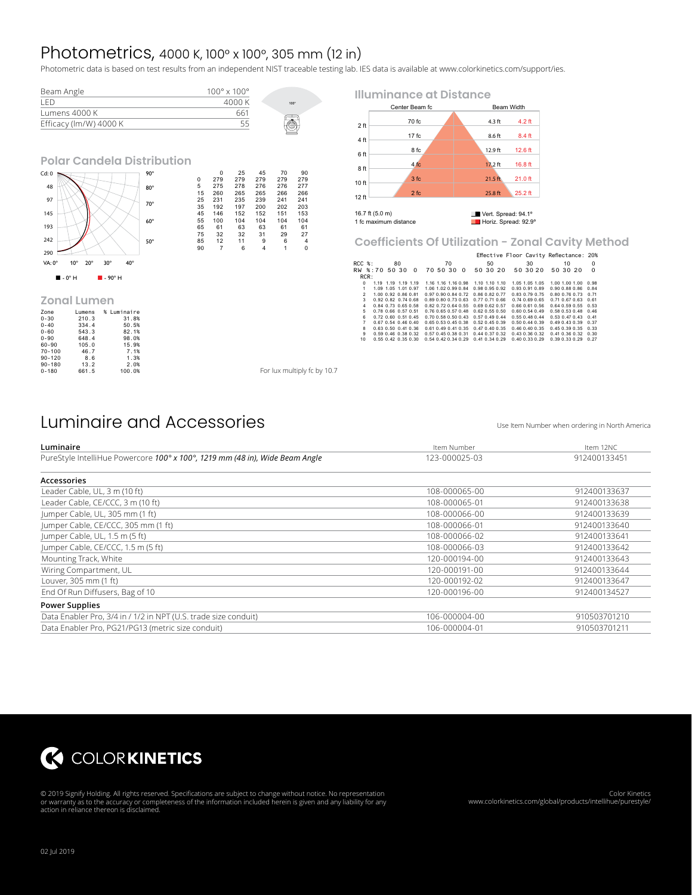# Photometrics, 4000 K, 100° x 100°, 305 mm (12 in)

Photometric data is based on test results from an independent NIST traceable testing lab. IES data is available at www.colorkinetics.com/support/ies.

| | |
|---|---|
| Beam Angle | 100° x 100° |
| LED | 4000 K |
| Lumens 4000 K | 661 |
| Efficacy (lm/W) 4000 K | 55 |

100°

## Polar Candela Distribution

Cd: 0
48
97
145
193
242
290
VA: 0° 10° 20° 30° 40°
90° 80° 70° 60° 50°

■ - 0° H ■ - 90° H

| | 0 | 25 | 45 | 70 | 90 |
|---|---|---|---|---|---|
| 0 | 279 | 279 | 279 | 279 | 279 |
| 5 | 275 | 278 | 276 | 276 | 277 |
| 15 | 260 | 265 | 265 | 266 | 266 |
| 25 | 231 | 235 | 239 | 241 | 241 |
| 35 | 192 | 197 | 200 | 202 | 203 |
| 45 | 146 | 152 | 152 | 151 | 153 |
| 55 | 100 | 104 | 104 | 104 | 104 |
| 65 | 61 | 63 | 63 | 61 | 61 |
| 75 | 32 | 32 | 31 | 29 | 27 |
| 85 | 12 | 11 | 9 | 6 | 4 |
| 90 | 7 | 6 | 4 | 1 | 0 |

## Zonal Lumen

| Zone | Lumens | % Luminaire |
|---|---|---|
| 0-30 | 210.3 | 31.8% |
| 0-40 | 334.4 | 50.5% |
| 0-60 | 543.3 | 82.1% |
| 0-90 | 648.4 | 98.0% |
| 60-90 | 105.0 | 15.9% |
| 70-100 | 46.7 | 7.1% |
| 90-120 | 8.6 | 1.3% |
| 90-180 | 13.2 | 2.0% |
| 0-180 | 661.5 | 100.0% |

For lux multiply fc by 10.7

## Illuminance at Distance

| | Center Beam fc | Beam Width | |
|---|---|---|---|
| 2 ft | 70 fc | 4.3 ft | 4.2 ft |
| 4 ft | 17 fc | 8.6 ft | 8.4 ft |
| 6 ft | 8 fc | 12.9 ft | 12.6 ft |
| 8 ft | 4 fc | 17.2 ft | 16.8 ft |
| 10 ft | 3 fc | 21.5 ft | 21.0 ft |
| 12 ft | 2 fc | 25.8 ft | 25.2 ft |

16.7 ft (5.0 m)
1 fc maximum distance

■ Vert. Spread: 94.1°
■ Horiz. Spread: 92.9°

## Coefficients Of Utilization - Zonal Cavity Method

Effective Floor Cavity Reflectance: 20%

| RCC %: | 80 | | | | 70 | | | | 50 | | | 30 | | | 10 | | | 0 |
|---|---|---|---|---|---|---|---|---|---|---|---|---|---|---|---|---|---|---|
| RW %: | 70 | 50 | 30 | 0 | 70 | 50 | 30 | 0 | 50 | 30 | 20 | 50 | 30 | 20 | 50 | 30 | 20 | 0 |
| RCR: | | | | | | | | | | | | | | | | | | |
| 0 | 1.19 | 1.19 | 1.19 | 1.19 | 1.16 | 1.16 | 1.16 | 0.98 | 1.10 | 1.10 | 1.10 | 1.05 | 1.05 | 1.05 | 1.00 | 1.00 | 1.00 | 0.98 |
| 1 | 1.09 | 1.05 | 1.01 | 0.97 | 1.06 | 1.02 | 0.99 | 0.84 | 0.98 | 0.95 | 0.92 | 0.93 | 0.91 | 0.89 | 0.90 | 0.88 | 0.86 | 0.84 |
| 2 | 1.00 | 0.92 | 0.86 | 0.81 | 0.97 | 0.90 | 0.84 | 0.72 | 0.86 | 0.82 | 0.77 | 0.83 | 0.79 | 0.75 | 0.80 | 0.76 | 0.73 | 0.71 |
| 3 | 0.92 | 0.82 | 0.74 | 0.68 | 0.89 | 0.80 | 0.73 | 0.63 | 0.77 | 0.71 | 0.66 | 0.74 | 0.69 | 0.65 | 0.71 | 0.67 | 0.63 | 0.61 |
| 4 | 0.84 | 0.73 | 0.65 | 0.58 | 0.82 | 0.72 | 0.64 | 0.55 | 0.69 | 0.62 | 0.57 | 0.66 | 0.61 | 0.56 | 0.64 | 0.59 | 0.55 | 0.53 |
| 5 | 0.78 | 0.66 | 0.57 | 0.51 | 0.76 | 0.65 | 0.57 | 0.48 | 0.62 | 0.55 | 0.50 | 0.60 | 0.54 | 0.49 | 0.58 | 0.53 | 0.48 | 0.46 |
| 6 | 0.72 | 0.60 | 0.51 | 0.45 | 0.70 | 0.58 | 0.50 | 0.43 | 0.57 | 0.49 | 0.44 | 0.55 | 0.48 | 0.44 | 0.53 | 0.47 | 0.43 | 0.41 |
| 7 | 0.67 | 0.54 | 0.46 | 0.40 | 0.65 | 0.53 | 0.45 | 0.38 | 0.52 | 0.45 | 0.39 | 0.50 | 0.44 | 0.39 | 0.49 | 0.43 | 0.39 | 0.37 |
| 8 | 0.63 | 0.50 | 0.41 | 0.36 | 0.61 | 0.49 | 0.41 | 0.35 | 0.47 | 0.40 | 0.35 | 0.46 | 0.40 | 0.35 | 0.45 | 0.39 | 0.35 | 0.33 |
| 9 | 0.59 | 0.46 | 0.38 | 0.32 | 0.57 | 0.45 | 0.38 | 0.31 | 0.44 | 0.37 | 0.32 | 0.43 | 0.36 | 0.32 | 0.41 | 0.36 | 0.32 | 0.30 |
| 10 | 0.55 | 0.42 | 0.35 | 0.30 | 0.54 | 0.42 | 0.34 | 0.29 | 0.41 | 0.34 | 0.29 | 0.40 | 0.33 | 0.29 | 0.39 | 0.33 | 0.29 | 0.27 |

# Luminaire and Accessories

Use Item Number when ordering in North America

| Luminaire | Item Number | Item 12NC |
|---|---|---|
| PureStyle IntelliHue Powercore *100° x 100°, 1219 mm (48 in), Wide Beam Angle* | 123-000025-03 | 912400133451 |
| **Accessories** | | |
| Leader Cable, UL, 3 m (10 ft) | 108-000065-00 | 912400133637 |
| Leader Cable, CE/CCC, 3 m (10 ft) | 108-000065-01 | 912400133638 |
| Jumper Cable, UL, 305 mm (1 ft) | 108-000066-00 | 912400133639 |
| Jumper Cable, CE/CCC, 305 mm (1 ft) | 108-000066-01 | 912400133640 |
| Jumper Cable, UL, 1.5 m (5 ft) | 108-000066-02 | 912400133641 |
| Jumper Cable, CE/CCC, 1.5 m (5 ft) | 108-000066-03 | 912400133642 |
| Mounting Track, White | 120-000194-00 | 912400133643 |
| Wiring Compartment, UL | 120-000191-00 | 912400133644 |
| Louver, 305 mm (1 ft) | 120-000192-02 | 912400133647 |
| End Of Run Diffusers, Bag of 10 | 120-000196-00 | 912400134527 |
| **Power Supplies** | | |
| Data Enabler Pro, 3/4 in / 1/2 in NPT (U.S. trade size conduit) | 106-000004-00 | 910503701210 |
| Data Enabler Pro, PG21/PG13 (metric size conduit) | 106-000004-01 | 910503701211 |

COLOR**KINETICS**

© 2019 Signify Holding. All rights reserved. Specifications are subject to change without notice. No representation or warranty as to the accuracy or completeness of the information included herein is given and any liability for any action in reliance thereon is disclaimed.

Color Kinetics
www.colorkinetics.com/global/products/intellihue/purestyle/

02 Jul 2019